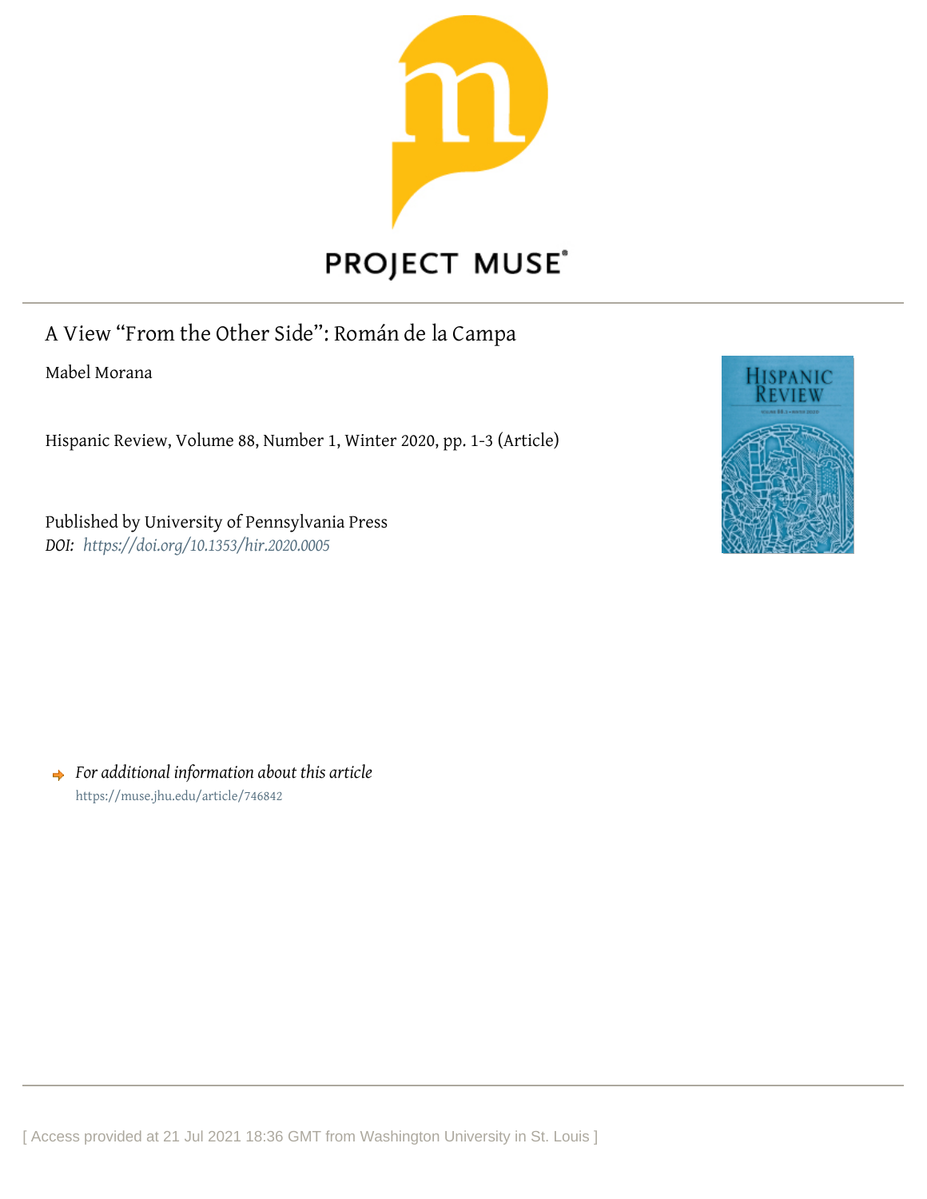PROJECT MUSE®

# A View "From the Other Side": Román de la Campa

Mabel Morana

Hispanic Review, Volume 88, Number 1, Winter 2020, pp. 1-3 (Article)

Published by University of Pennsylvania Press

*DOI: https://doi.org/10.1353/hir.2020.0005*

*For additional information about this article*

https://muse.jhu.edu/article/746842

[ Access provided at 21 Jul 2021 18:36 GMT from Washington University in St. Louis ]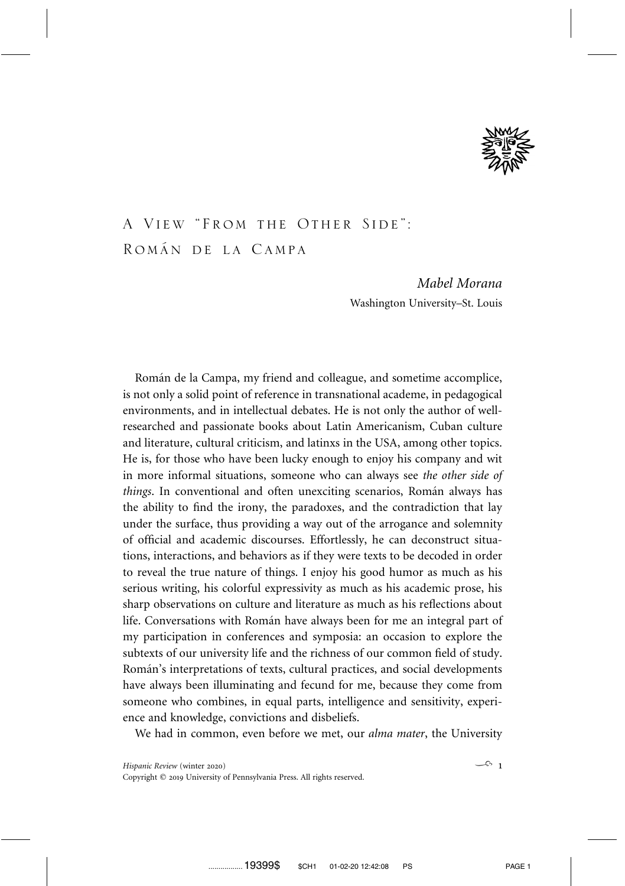# A View "From the Other Side": Román de la Campa

*Mabel Morana*

Washington University–St. Louis

Román de la Campa, my friend and colleague, and sometime accomplice, is not only a solid point of reference in transnational academe, in pedagogical environments, and in intellectual debates. He is not only the author of well-researched and passionate books about Latin Americanism, Cuban culture and literature, cultural criticism, and latinxs in the USA, among other topics. He is, for those who have been lucky enough to enjoy his company and wit in more informal situations, someone who can always see *the other side of things*. In conventional and often unexciting scenarios, Román always has the ability to find the irony, the paradoxes, and the contradiction that lay under the surface, thus providing a way out of the arrogance and solemnity of official and academic discourses. Effortlessly, he can deconstruct situations, interactions, and behaviors as if they were texts to be decoded in order to reveal the true nature of things. I enjoy his good humor as much as his serious writing, his colorful expressivity as much as his academic prose, his sharp observations on culture and literature as much as his reflections about life. Conversations with Román have always been for me an integral part of my participation in conferences and symposia: an occasion to explore the subtexts of our university life and the richness of our common field of study. Román's interpretations of texts, cultural practices, and social developments have always been illuminating and fecund for me, because they come from someone who combines, in equal parts, intelligence and sensitivity, experience and knowledge, convictions and disbeliefs.

We had in common, even before we met, our *alma mater*, the University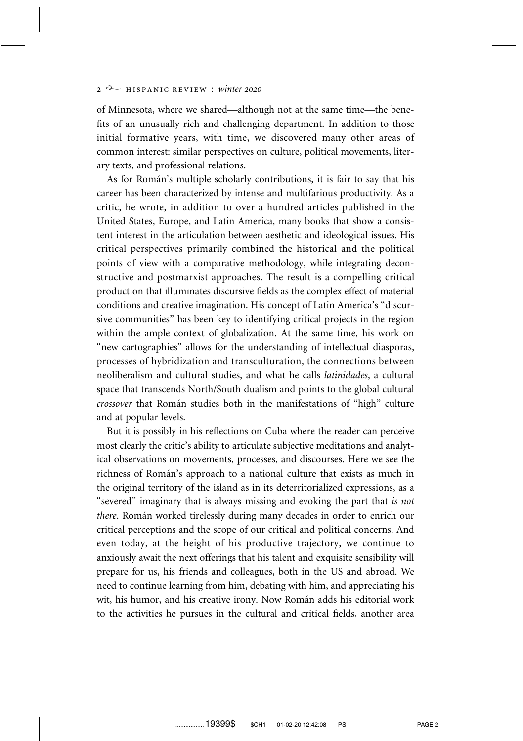of Minnesota, where we shared—although not at the same time—the benefits of an unusually rich and challenging department. In addition to those initial formative years, with time, we discovered many other areas of common interest: similar perspectives on culture, political movements, literary texts, and professional relations.

As for Román's multiple scholarly contributions, it is fair to say that his career has been characterized by intense and multifarious productivity. As a critic, he wrote, in addition to over a hundred articles published in the United States, Europe, and Latin America, many books that show a consistent interest in the articulation between aesthetic and ideological issues. His critical perspectives primarily combined the historical and the political points of view with a comparative methodology, while integrating deconstructive and postmarxist approaches. The result is a compelling critical production that illuminates discursive fields as the complex effect of material conditions and creative imagination. His concept of Latin America's "discursive communities" has been key to identifying critical projects in the region within the ample context of globalization. At the same time, his work on "new cartographies" allows for the understanding of intellectual diasporas, processes of hybridization and transculturation, the connections between neoliberalism and cultural studies, and what he calls *latinidades*, a cultural space that transcends North/South dualism and points to the global cultural *crossover* that Román studies both in the manifestations of "high" culture and at popular levels.

But it is possibly in his reflections on Cuba where the reader can perceive most clearly the critic's ability to articulate subjective meditations and analytical observations on movements, processes, and discourses. Here we see the richness of Román's approach to a national culture that exists as much in the original territory of the island as in its deterritorialized expressions, as a "severed" imaginary that is always missing and evoking the part that *is not there*. Román worked tirelessly during many decades in order to enrich our critical perceptions and the scope of our critical and political concerns. And even today, at the height of his productive trajectory, we continue to anxiously await the next offerings that his talent and exquisite sensibility will prepare for us, his friends and colleagues, both in the US and abroad. We need to continue learning from him, debating with him, and appreciating his wit, his humor, and his creative irony. Now Román adds his editorial work to the activities he pursues in the cultural and critical fields, another area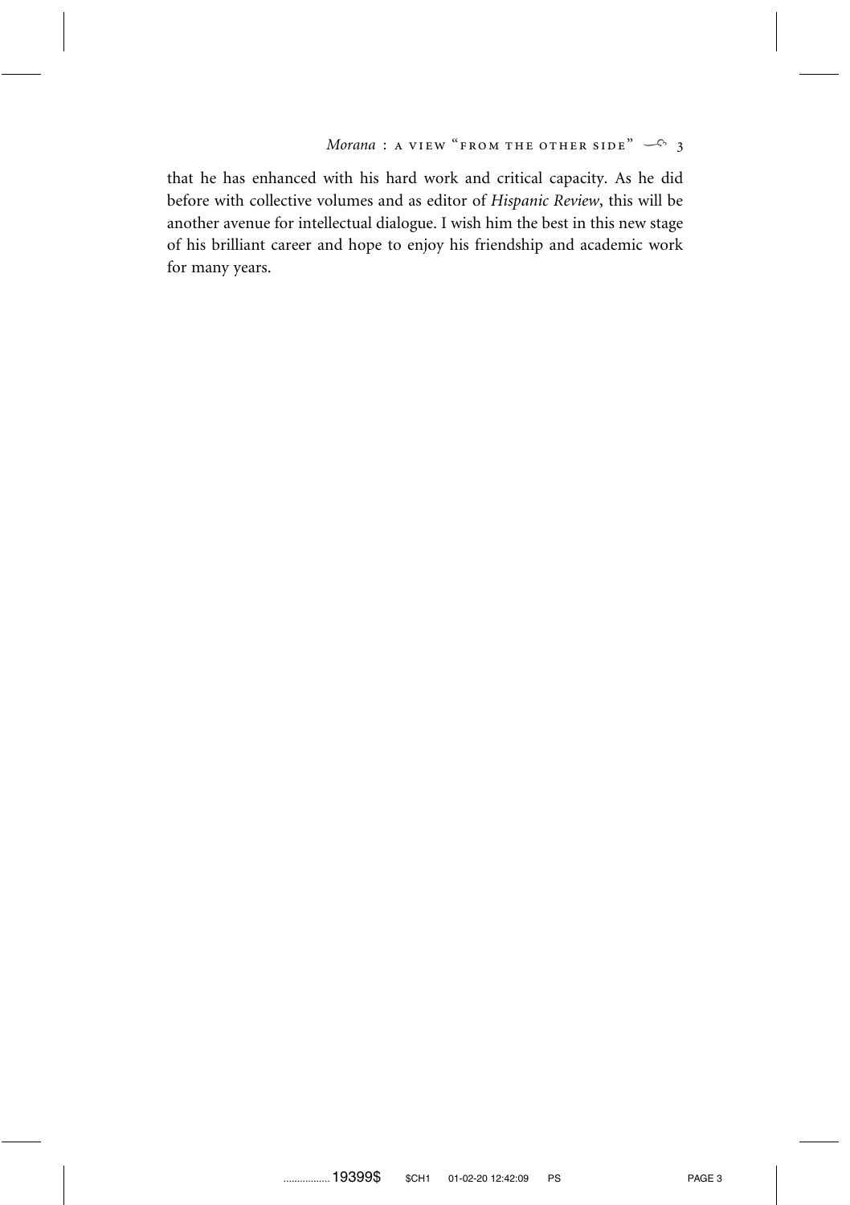that he has enhanced with his hard work and critical capacity. As he did before with collective volumes and as editor of *Hispanic Review*, this will be another avenue for intellectual dialogue. I wish him the best in this new stage of his brilliant career and hope to enjoy his friendship and academic work for many years.